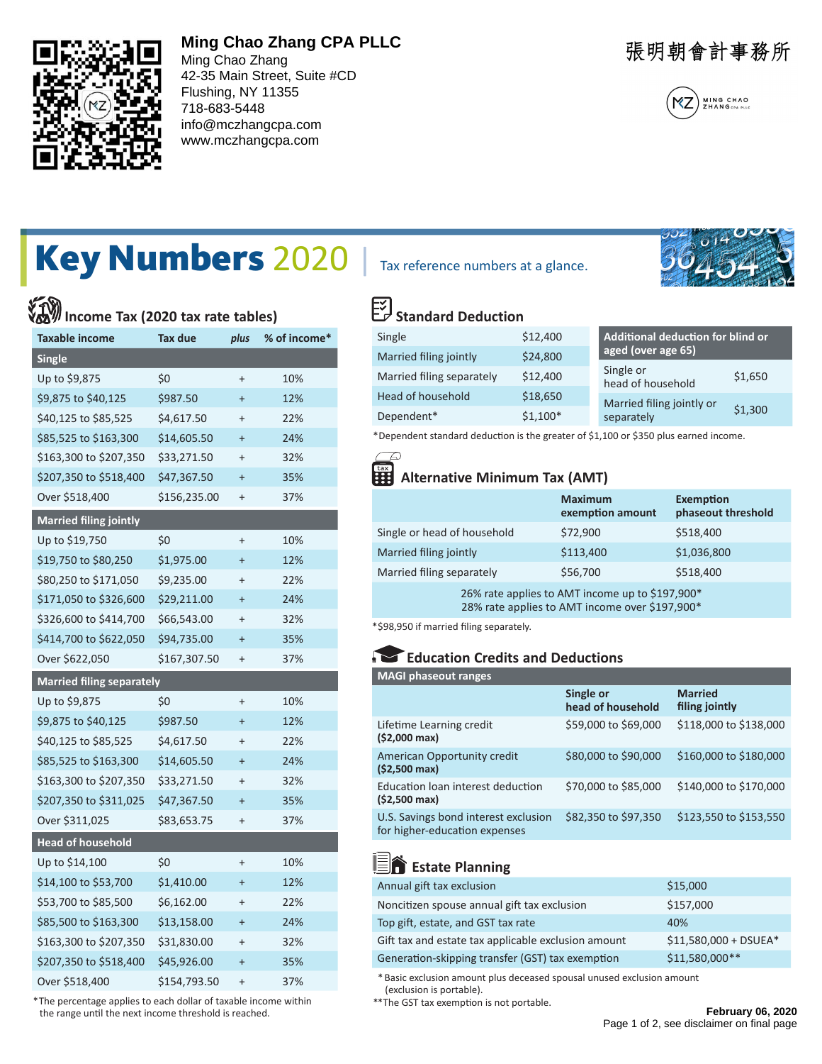**Ming Chao Zhang CPA PLLC**
Ming Chao Zhang
42-35 Main Street, Suite #CD
Flushing, NY 11355
718-683-5448
info@mczhangcpa.com
www.mczhangcpa.com

張明朝會計事務所

# Key Numbers 2020 | Tax reference numbers at a glance.

## Income Tax (2020 tax rate tables)

| Taxable income | Tax due | *plus* | % of income* |
|---|---|---|---|
| **Single** | | | |
| Up to $9,875 | $0 | + | 10% |
| $9,875 to $40,125 | $987.50 | + | 12% |
| $40,125 to $85,525 | $4,617.50 | + | 22% |
| $85,525 to $163,300 | $14,605.50 | + | 24% |
| $163,300 to $207,350 | $33,271.50 | + | 32% |
| $207,350 to $518,400 | $47,367.50 | + | 35% |
| Over $518,400 | $156,235.00 | + | 37% |
| **Married filing jointly** | | | |
| Up to $19,750 | $0 | + | 10% |
| $19,750 to $80,250 | $1,975.00 | + | 12% |
| $80,250 to $171,050 | $9,235.00 | + | 22% |
| $171,050 to $326,600 | $29,211.00 | + | 24% |
| $326,600 to $414,700 | $66,543.00 | + | 32% |
| $414,700 to $622,050 | $94,735.00 | + | 35% |
| Over $622,050 | $167,307.50 | + | 37% |
| **Married filing separately** | | | |
| Up to $9,875 | $0 | + | 10% |
| $9,875 to $40,125 | $987.50 | + | 12% |
| $40,125 to $85,525 | $4,617.50 | + | 22% |
| $85,525 to $163,300 | $14,605.50 | + | 24% |
| $163,300 to $207,350 | $33,271.50 | + | 32% |
| $207,350 to $311,025 | $47,367.50 | + | 35% |
| Over $311,025 | $83,653.75 | + | 37% |
| **Head of household** | | | |
| Up to $14,100 | $0 | + | 10% |
| $14,100 to $53,700 | $1,410.00 | + | 12% |
| $53,700 to $85,500 | $6,162.00 | + | 22% |
| $85,500 to $163,300 | $13,158.00 | + | 24% |
| $163,300 to $207,350 | $31,830.00 | + | 32% |
| $207,350 to $518,400 | $45,926.00 | + | 35% |
| Over $518,400 | $154,793.50 | + | 37% |

*The percentage applies to each dollar of taxable income within the range until the next income threshold is reached.

## Standard Deduction

| | |
|---|---|
| Single | $12,400 |
| Married filing jointly | $24,800 |
| Married filing separately | $12,400 |
| Head of household | $18,650 |
| Dependent* | $1,100* |

| Additional deduction for blind or aged (over age 65) | |
|---|---|
| Single or head of household | $1,650 |
| Married filing jointly or separately | $1,300 |

*Dependent standard deduction is the greater of $1,100 or $350 plus earned income.

## Alternative Minimum Tax (AMT)

| | Maximum exemption amount | Exemption phaseout threshold |
|---|---|---|
| Single or head of household | $72,900 | $518,400 |
| Married filing jointly | $113,400 | $1,036,800 |
| Married filing separately | $56,700 | $518,400 |

26% rate applies to AMT income up to $197,900*
28% rate applies to AMT income over $197,900*

*$98,950 if married filing separately.

## Education Credits and Deductions

| MAGI phaseout ranges | Single or head of household | Married filing jointly |
|---|---|---|
| Lifetime Learning credit **($2,000 max)** | $59,000 to $69,000 | $118,000 to $138,000 |
| American Opportunity credit **($2,500 max)** | $80,000 to $90,000 | $160,000 to $180,000 |
| Education loan interest deduction **($2,500 max)** | $70,000 to $85,000 | $140,000 to $170,000 |
| U.S. Savings bond interest exclusion for higher-education expenses | $82,350 to $97,350 | $123,550 to $153,550 |

## Estate Planning

| | |
|---|---|
| Annual gift tax exclusion | $15,000 |
| Noncitizen spouse annual gift tax exclusion | $157,000 |
| Top gift, estate, and GST tax rate | 40% |
| Gift tax and estate tax applicable exclusion amount | $11,580,000 + DSUEA* |
| Generation-skipping transfer (GST) tax exemption | $11,580,000** |

* Basic exclusion amount plus deceased spousal unused exclusion amount (exclusion is portable).
**The GST tax exemption is not portable.

**February 06, 2020**
Page 1 of 2, see disclaimer on final page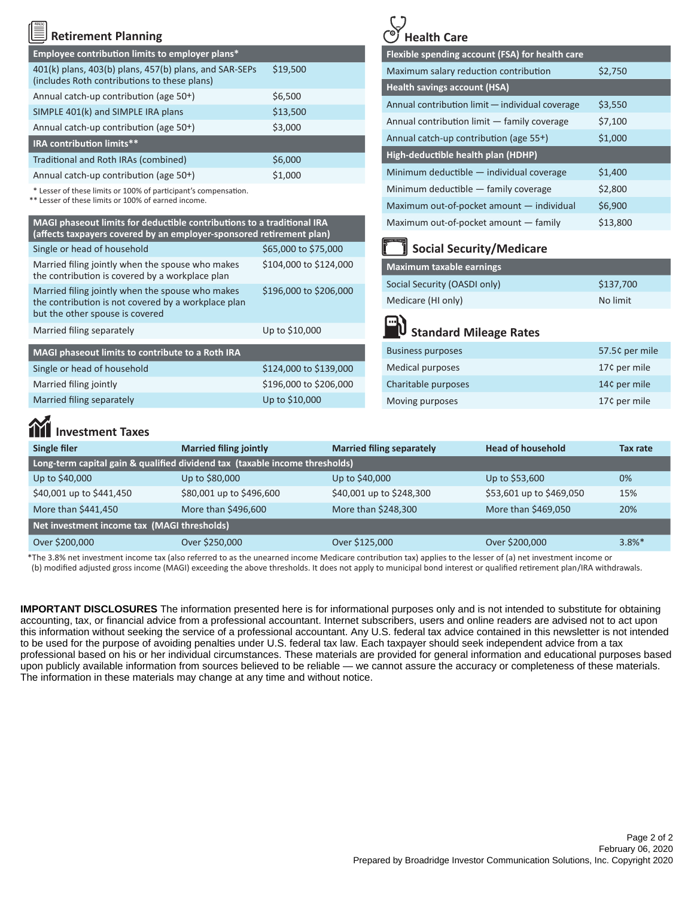## Retirement Planning

| Employee contribution limits to employer plans* | |
|---|---|
| 401(k) plans, 403(b) plans, 457(b) plans, and SAR-SEPs (includes Roth contributions to these plans) | $19,500 |
| Annual catch-up contribution (age 50+) | $6,500 |
| SIMPLE 401(k) and SIMPLE IRA plans | $13,500 |
| Annual catch-up contribution (age 50+) | $3,000 |
| **IRA contribution limits**** | |
| Traditional and Roth IRAs (combined) | $6,000 |
| Annual catch-up contribution (age 50+) | $1,000 |

\* Lesser of these limits or 100% of participant's compensation.
** Lesser of these limits or 100% of earned income.

| MAGI phaseout limits for deductible contributions to a traditional IRA (affects taxpayers covered by an employer-sponsored retirement plan) | |
|---|---|
| Single or head of household | $65,000 to $75,000 |
| Married filing jointly when the spouse who makes the contribution is covered by a workplace plan | $104,000 to $124,000 |
| Married filing jointly when the spouse who makes the contribution is not covered by a workplace plan but the other spouse is covered | $196,000 to $206,000 |
| Married filing separately | Up to $10,000 |

| MAGI phaseout limits to contribute to a Roth IRA | |
|---|---|
| Single or head of household | $124,000 to $139,000 |
| Married filing jointly | $196,000 to $206,000 |
| Married filing separately | Up to $10,000 |

## Health Care

| Flexible spending account (FSA) for health care | |
|---|---|
| Maximum salary reduction contribution | $2,750 |
| **Health savings account (HSA)** | |
| Annual contribution limit — individual coverage | $3,550 |
| Annual contribution limit — family coverage | $7,100 |
| Annual catch-up contribution (age 55+) | $1,000 |
| **High-deductible health plan (HDHP)** | |
| Minimum deductible — individual coverage | $1,400 |
| Minimum deductible — family coverage | $2,800 |
| Maximum out-of-pocket amount — individual | $6,900 |
| Maximum out-of-pocket amount — family | $13,800 |

## Social Security/Medicare

| Maximum taxable earnings | |
|---|---|
| Social Security (OASDI only) | $137,700 |
| Medicare (HI only) | No limit |

## Standard Mileage Rates

| | |
|---|---|
| Business purposes | 57.5¢ per mile |
| Medical purposes | 17¢ per mile |
| Charitable purposes | 14¢ per mile |
| Moving purposes | 17¢ per mile |

## Investment Taxes

| Single filer | Married filing jointly | Married filing separately | Head of household | Tax rate |
|---|---|---|---|---|
| **Long-term capital gain & qualified dividend tax (taxable income thresholds)** | | | | |
| Up to $40,000 | Up to $80,000 | Up to $40,000 | Up to $53,600 | 0% |
| $40,001 up to $441,450 | $80,001 up to $496,600 | $40,001 up to $248,300 | $53,601 up to $469,050 | 15% |
| More than $441,450 | More than $496,600 | More than $248,300 | More than $469,050 | 20% |
| **Net investment income tax (MAGI thresholds)** | | | | |
| Over $200,000 | Over $250,000 | Over $125,000 | Over $200,000 | 3.8%* |

*The 3.8% net investment income tax (also referred to as the unearned income Medicare contribution tax) applies to the lesser of (a) net investment income or (b) modified adjusted gross income (MAGI) exceeding the above thresholds. It does not apply to municipal bond interest or qualified retirement plan/IRA withdrawals.

**IMPORTANT DISCLOSURES** The information presented here is for informational purposes only and is not intended to substitute for obtaining accounting, tax, or financial advice from a professional accountant. Internet subscribers, users and online readers are advised not to act upon this information without seeking the service of a professional accountant. Any U.S. federal tax advice contained in this newsletter is not intended to be used for the purpose of avoiding penalties under U.S. federal tax law. Each taxpayer should seek independent advice from a tax professional based on his or her individual circumstances. These materials are provided for general information and educational purposes based upon publicly available information from sources believed to be reliable — we cannot assure the accuracy or completeness of these materials. The information in these materials may change at any time and without notice.

February 06, 2020
Prepared by Broadridge Investor Communication Solutions, Inc. Copyright 2020